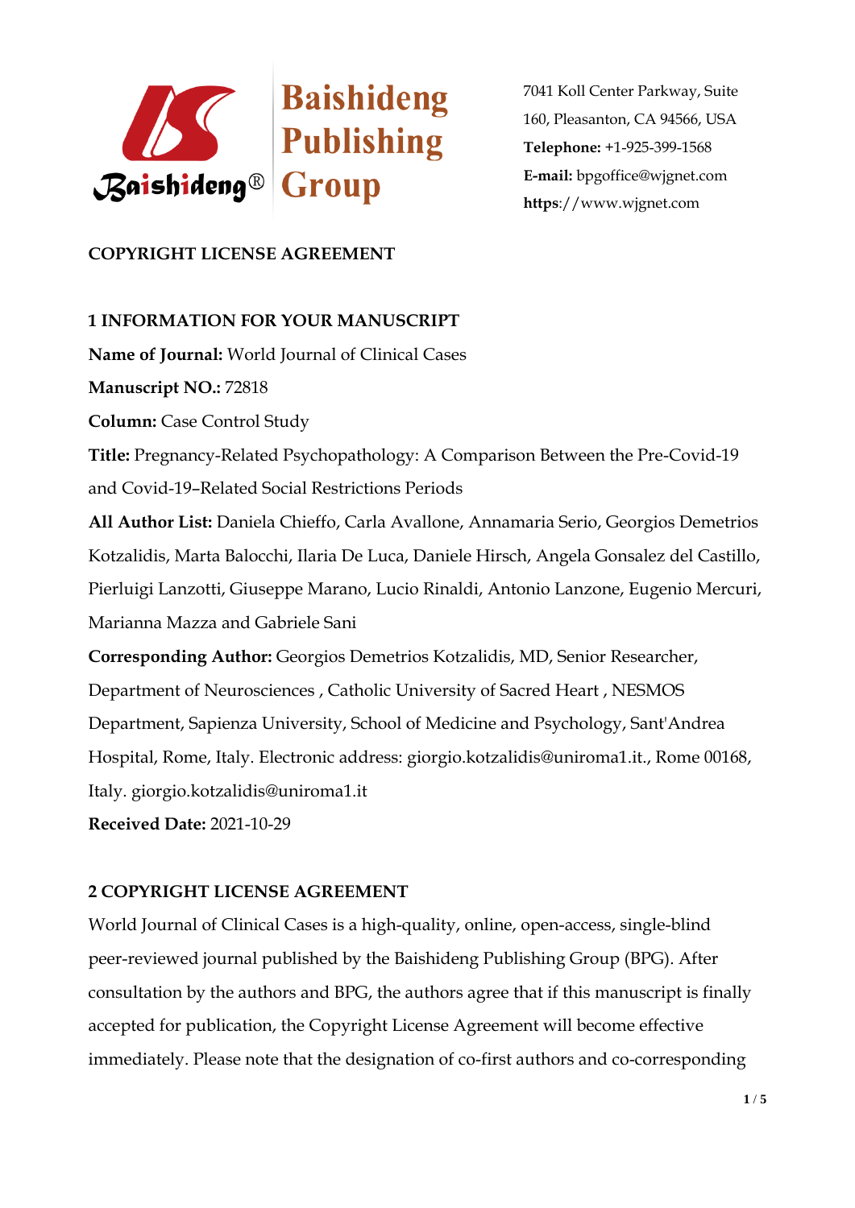**Baishideng Publishing Group**

7041 Koll Center Parkway, Suite 160, Pleasanton, CA 94566, USA
**Telephone:** +1-925-399-1568
**E-mail:** bpgoffice@wjgnet.com
**https**://www.wjgnet.com

## COPYRIGHT LICENSE AGREEMENT

### 1 INFORMATION FOR YOUR MANUSCRIPT

**Name of Journal:** World Journal of Clinical Cases

**Manuscript NO.:** 72818

**Column:** Case Control Study

**Title:** Pregnancy-Related Psychopathology: A Comparison Between the Pre-Covid-19 and Covid-19–Related Social Restrictions Periods

**All Author List:** Daniela Chieffo, Carla Avallone, Annamaria Serio, Georgios Demetrios Kotzalidis, Marta Balocchi, Ilaria De Luca, Daniele Hirsch, Angela Gonsalez del Castillo, Pierluigi Lanzotti, Giuseppe Marano, Lucio Rinaldi, Antonio Lanzone, Eugenio Mercuri, Marianna Mazza and Gabriele Sani

**Corresponding Author:** Georgios Demetrios Kotzalidis, MD, Senior Researcher, Department of Neurosciences , Catholic University of Sacred Heart , NESMOS Department, Sapienza University, School of Medicine and Psychology, Sant'Andrea Hospital, Rome, Italy. Electronic address: giorgio.kotzalidis@uniroma1.it., Rome 00168, Italy. giorgio.kotzalidis@uniroma1.it

**Received Date:** 2021-10-29

### 2 COPYRIGHT LICENSE AGREEMENT

World Journal of Clinical Cases is a high-quality, online, open-access, single-blind peer-reviewed journal published by the Baishideng Publishing Group (BPG). After consultation by the authors and BPG, the authors agree that if this manuscript is finally accepted for publication, the Copyright License Agreement will become effective immediately. Please note that the designation of co-first authors and co-corresponding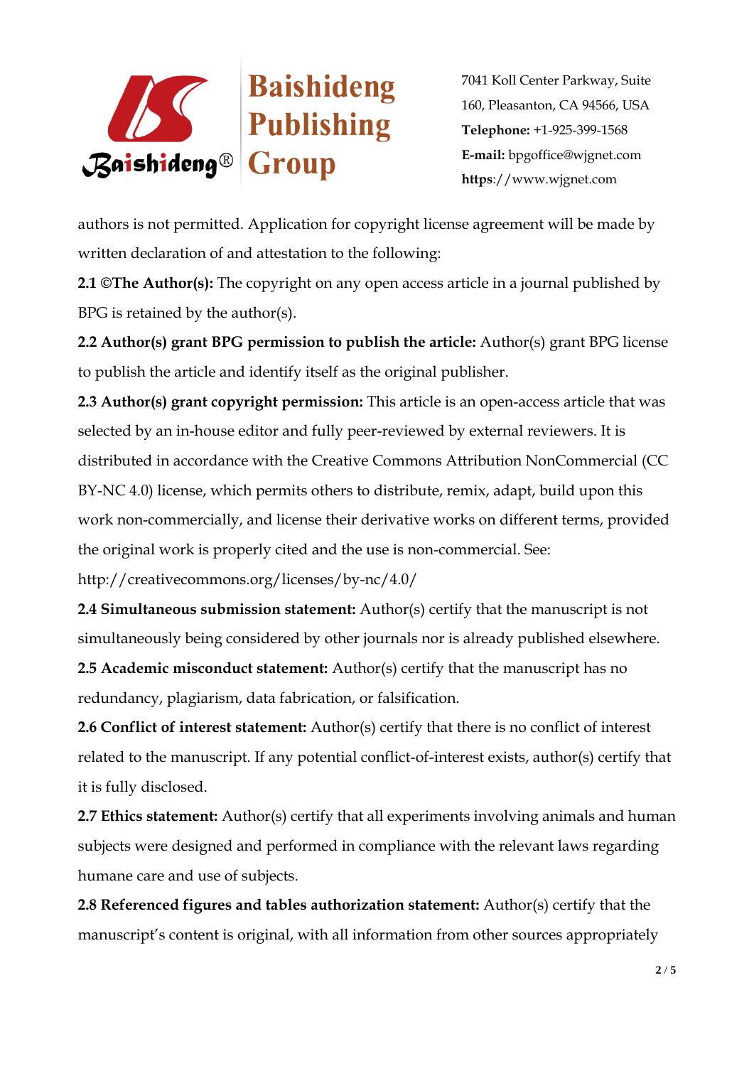authors is not permitted. Application for copyright license agreement will be made by written declaration of and attestation to the following:

**2.1 ©The Author(s):** The copyright on any open access article in a journal published by BPG is retained by the author(s).

**2.2 Author(s) grant BPG permission to publish the article:** Author(s) grant BPG license to publish the article and identify itself as the original publisher.

**2.3 Author(s) grant copyright permission:** This article is an open-access article that was selected by an in-house editor and fully peer-reviewed by external reviewers. It is distributed in accordance with the Creative Commons Attribution NonCommercial (CC BY-NC 4.0) license, which permits others to distribute, remix, adapt, build upon this work non-commercially, and license their derivative works on different terms, provided the original work is properly cited and the use is non-commercial. See: http://creativecommons.org/licenses/by-nc/4.0/

**2.4 Simultaneous submission statement:** Author(s) certify that the manuscript is not simultaneously being considered by other journals nor is already published elsewhere.

**2.5 Academic misconduct statement:** Author(s) certify that the manuscript has no redundancy, plagiarism, data fabrication, or falsification.

**2.6 Conflict of interest statement:** Author(s) certify that there is no conflict of interest related to the manuscript. If any potential conflict-of-interest exists, author(s) certify that it is fully disclosed.

**2.7 Ethics statement:** Author(s) certify that all experiments involving animals and human subjects were designed and performed in compliance with the relevant laws regarding humane care and use of subjects.

**2.8 Referenced figures and tables authorization statement:** Author(s) certify that the manuscript's content is original, with all information from other sources appropriately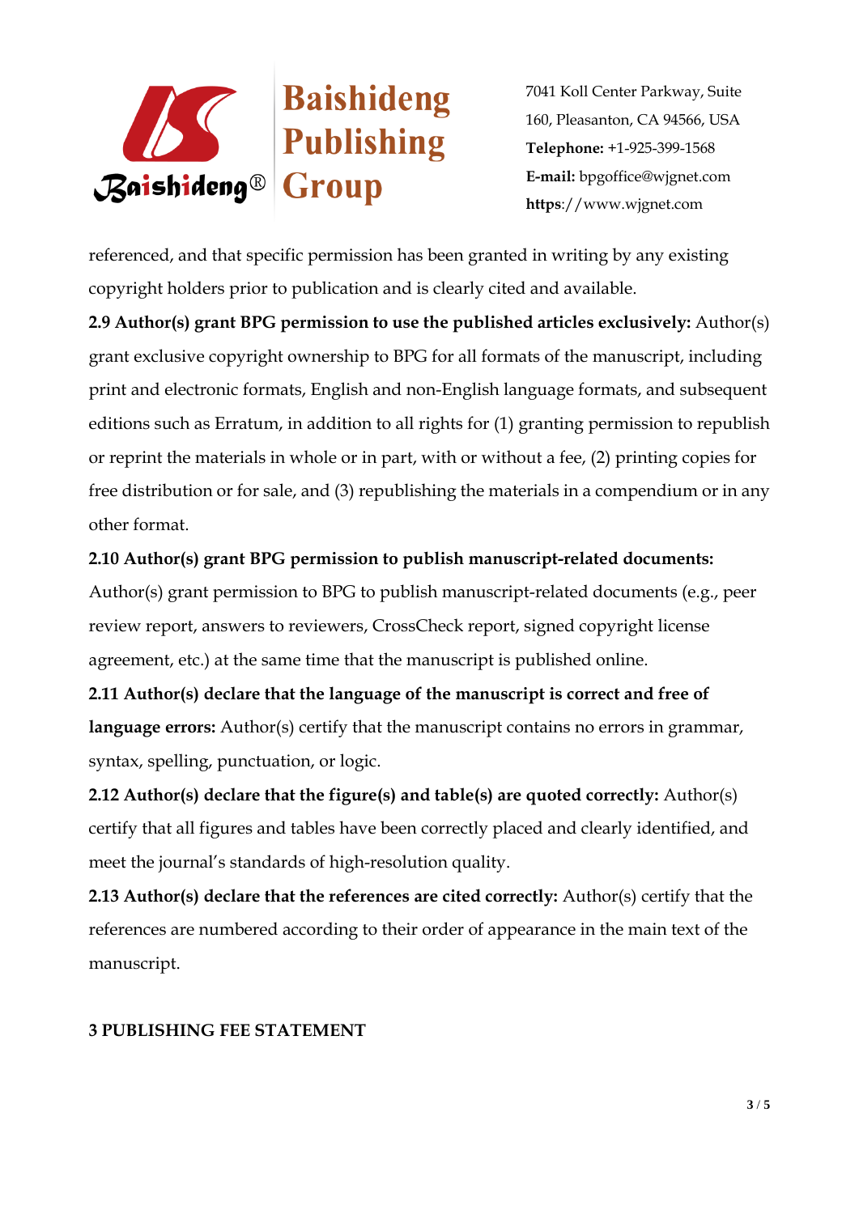referenced, and that specific permission has been granted in writing by any existing copyright holders prior to publication and is clearly cited and available.

**2.9 Author(s) grant BPG permission to use the published articles exclusively:** Author(s) grant exclusive copyright ownership to BPG for all formats of the manuscript, including print and electronic formats, English and non-English language formats, and subsequent editions such as Erratum, in addition to all rights for (1) granting permission to republish or reprint the materials in whole or in part, with or without a fee, (2) printing copies for free distribution or for sale, and (3) republishing the materials in a compendium or in any other format.

**2.10 Author(s) grant BPG permission to publish manuscript-related documents:** Author(s) grant permission to BPG to publish manuscript-related documents (e.g., peer review report, answers to reviewers, CrossCheck report, signed copyright license agreement, etc.) at the same time that the manuscript is published online.

**2.11 Author(s) declare that the language of the manuscript is correct and free of language errors:** Author(s) certify that the manuscript contains no errors in grammar, syntax, spelling, punctuation, or logic.

**2.12 Author(s) declare that the figure(s) and table(s) are quoted correctly:** Author(s) certify that all figures and tables have been correctly placed and clearly identified, and meet the journal's standards of high-resolution quality.

**2.13 Author(s) declare that the references are cited correctly:** Author(s) certify that the references are numbered according to their order of appearance in the main text of the manuscript.

## 3 PUBLISHING FEE STATEMENT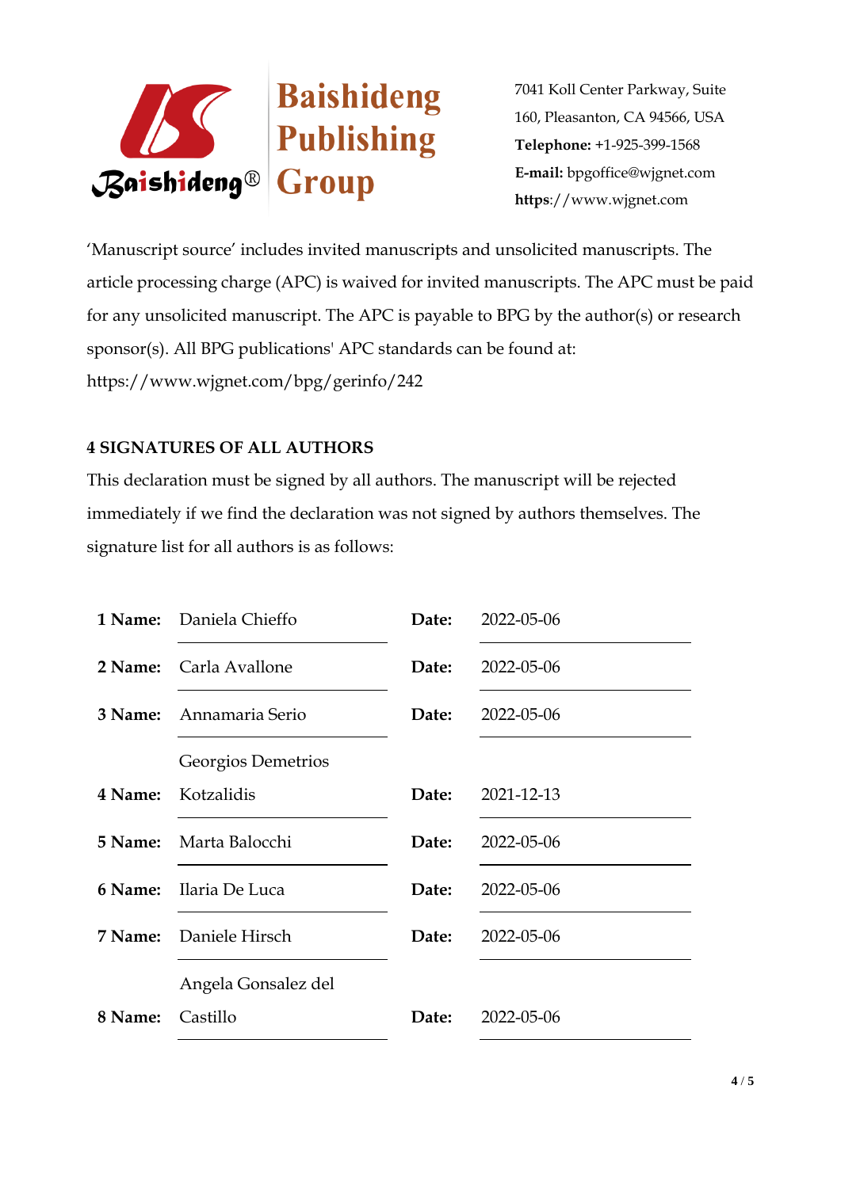‘Manuscript source’ includes invited manuscripts and unsolicited manuscripts. The article processing charge (APC) is waived for invited manuscripts. The APC must be paid for any unsolicited manuscript. The APC is payable to BPG by the author(s) or research sponsor(s). All BPG publications' APC standards can be found at: https://www.wjgnet.com/bpg/gerinfo/242

**4 SIGNATURES OF ALL AUTHORS**

This declaration must be signed by all authors. The manuscript will be rejected immediately if we find the declaration was not signed by authors themselves. The signature list for all authors is as follows:

| | Name | | Date |
|---|---|---|---|
| **1 Name:** | Daniela Chieffo | **Date:** | 2022-05-06 |
| **2 Name:** | Carla Avallone | **Date:** | 2022-05-06 |
| **3 Name:** | Annamaria Serio | **Date:** | 2022-05-06 |
| **4 Name:** | Georgios Demetrios Kotzalidis | **Date:** | 2021-12-13 |
| **5 Name:** | Marta Balocchi | **Date:** | 2022-05-06 |
| **6 Name:** | Ilaria De Luca | **Date:** | 2022-05-06 |
| **7 Name:** | Daniele Hirsch | **Date:** | 2022-05-06 |
| **8 Name:** | Angela Gonsalez del Castillo | **Date:** | 2022-05-06 |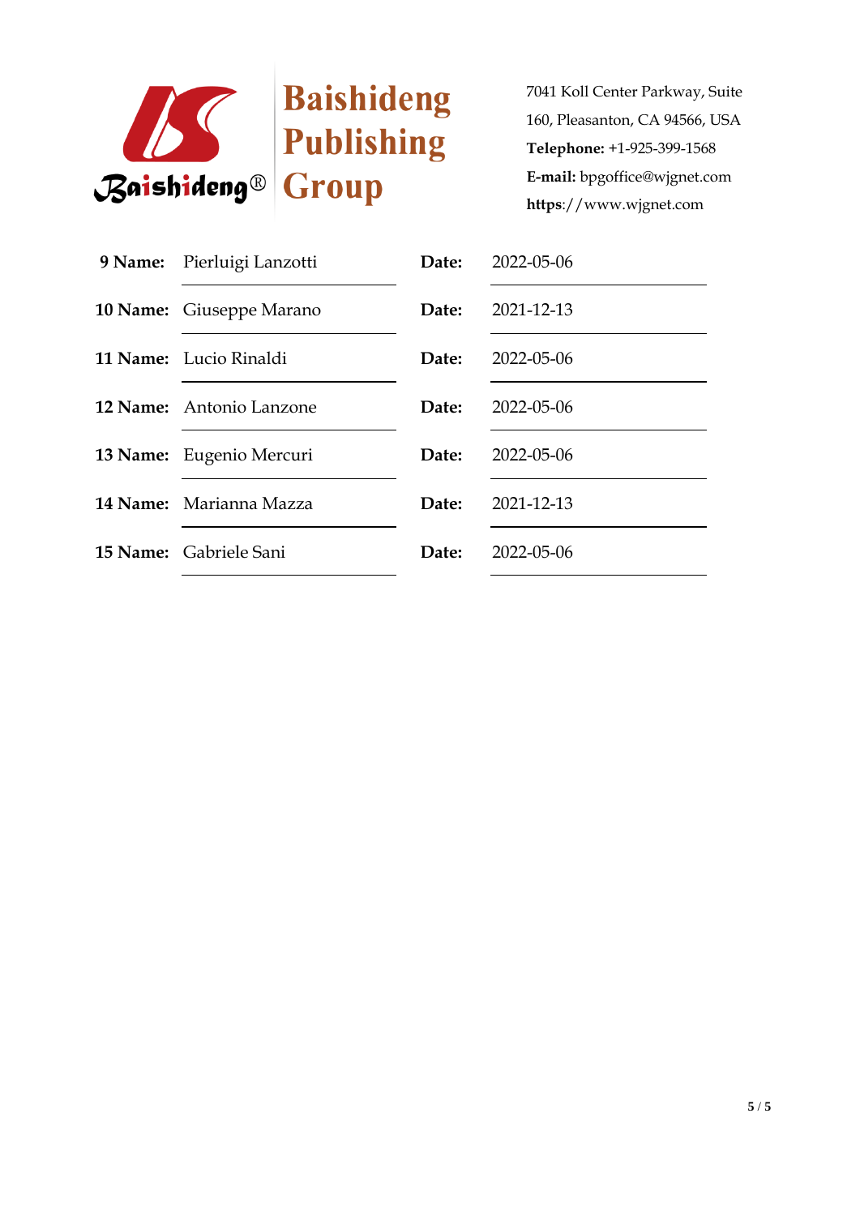Baishideng Publishing Group

7041 Koll Center Parkway, Suite 160, Pleasanton, CA 94566, USA

**Telephone:** +1-925-399-1568

**E-mail:** bpgoffice@wjgnet.com

**https**://www.wjgnet.com

| | | | |
|---|---|---|---|
| **9 Name:** | Pierluigi Lanzotti | **Date:** | 2022-05-06 |
| **10 Name:** | Giuseppe Marano | **Date:** | 2021-12-13 |
| **11 Name:** | Lucio Rinaldi | **Date:** | 2022-05-06 |
| **12 Name:** | Antonio Lanzone | **Date:** | 2022-05-06 |
| **13 Name:** | Eugenio Mercuri | **Date:** | 2022-05-06 |
| **14 Name:** | Marianna Mazza | **Date:** | 2021-12-13 |
| **15 Name:** | Gabriele Sani | **Date:** | 2022-05-06 |